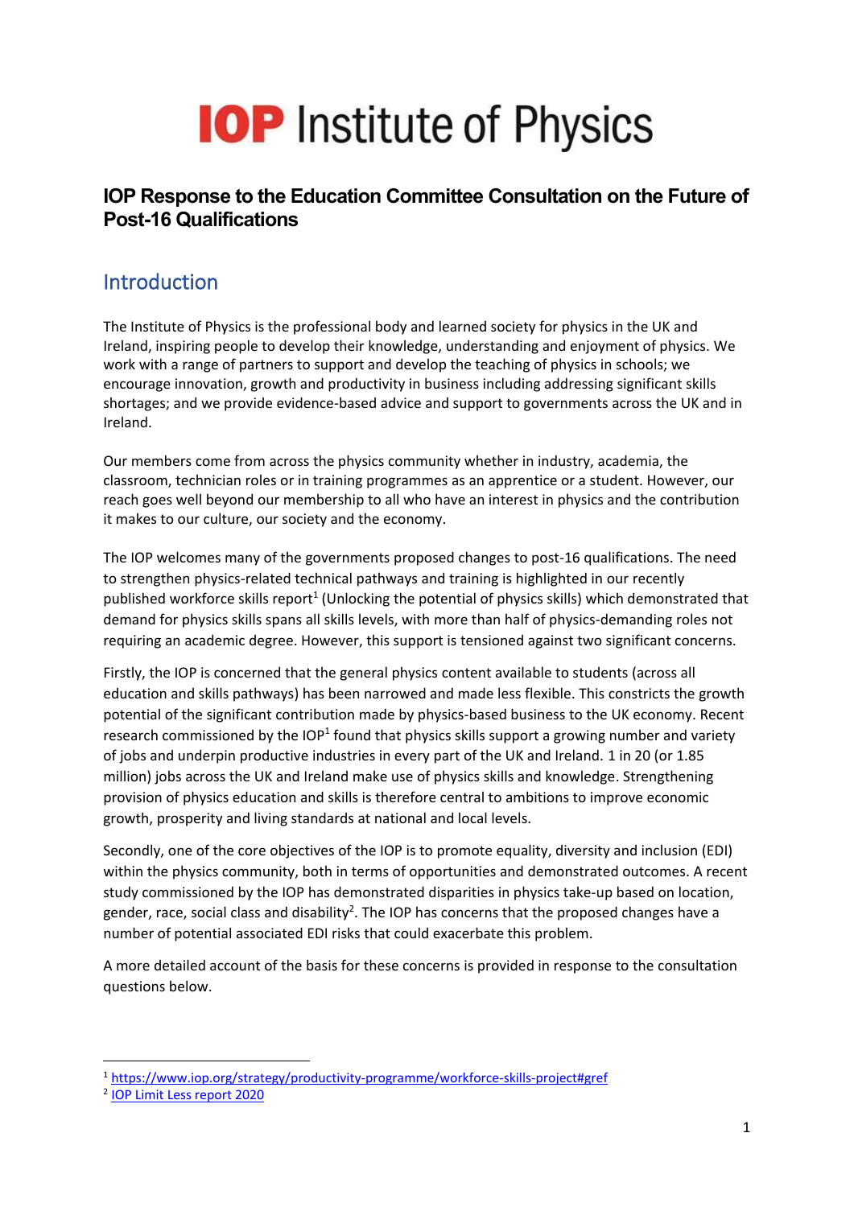# IOP Institute of Physics

## IOP Response to the Education Committee Consultation on the Future of Post-16 Qualifications

## Introduction

The Institute of Physics is the professional body and learned society for physics in the UK and Ireland, inspiring people to develop their knowledge, understanding and enjoyment of physics. We work with a range of partners to support and develop the teaching of physics in schools; we encourage innovation, growth and productivity in business including addressing significant skills shortages; and we provide evidence-based advice and support to governments across the UK and in Ireland.

Our members come from across the physics community whether in industry, academia, the classroom, technician roles or in training programmes as an apprentice or a student. However, our reach goes well beyond our membership to all who have an interest in physics and the contribution it makes to our culture, our society and the economy.

The IOP welcomes many of the governments proposed changes to post-16 qualifications. The need to strengthen physics-related technical pathways and training is highlighted in our recently published workforce skills report[1] (Unlocking the potential of physics skills) which demonstrated that demand for physics skills spans all skills levels, with more than half of physics-demanding roles not requiring an academic degree. However, this support is tensioned against two significant concerns.

Firstly, the IOP is concerned that the general physics content available to students (across all education and skills pathways) has been narrowed and made less flexible. This constricts the growth potential of the significant contribution made by physics-based business to the UK economy. Recent research commissioned by the IOP[1] found that physics skills support a growing number and variety of jobs and underpin productive industries in every part of the UK and Ireland. 1 in 20 (or 1.85 million) jobs across the UK and Ireland make use of physics skills and knowledge. Strengthening provision of physics education and skills is therefore central to ambitions to improve economic growth, prosperity and living standards at national and local levels.

Secondly, one of the core objectives of the IOP is to promote equality, diversity and inclusion (EDI) within the physics community, both in terms of opportunities and demonstrated outcomes. A recent study commissioned by the IOP has demonstrated disparities in physics take-up based on location, gender, race, social class and disability[2]. The IOP has concerns that the proposed changes have a number of potential associated EDI risks that could exacerbate this problem.

A more detailed account of the basis for these concerns is provided in response to the consultation questions below.

---

[1] https://www.iop.org/strategy/productivity-programme/workforce-skills-project#gref

[2] IOP Limit Less report 2020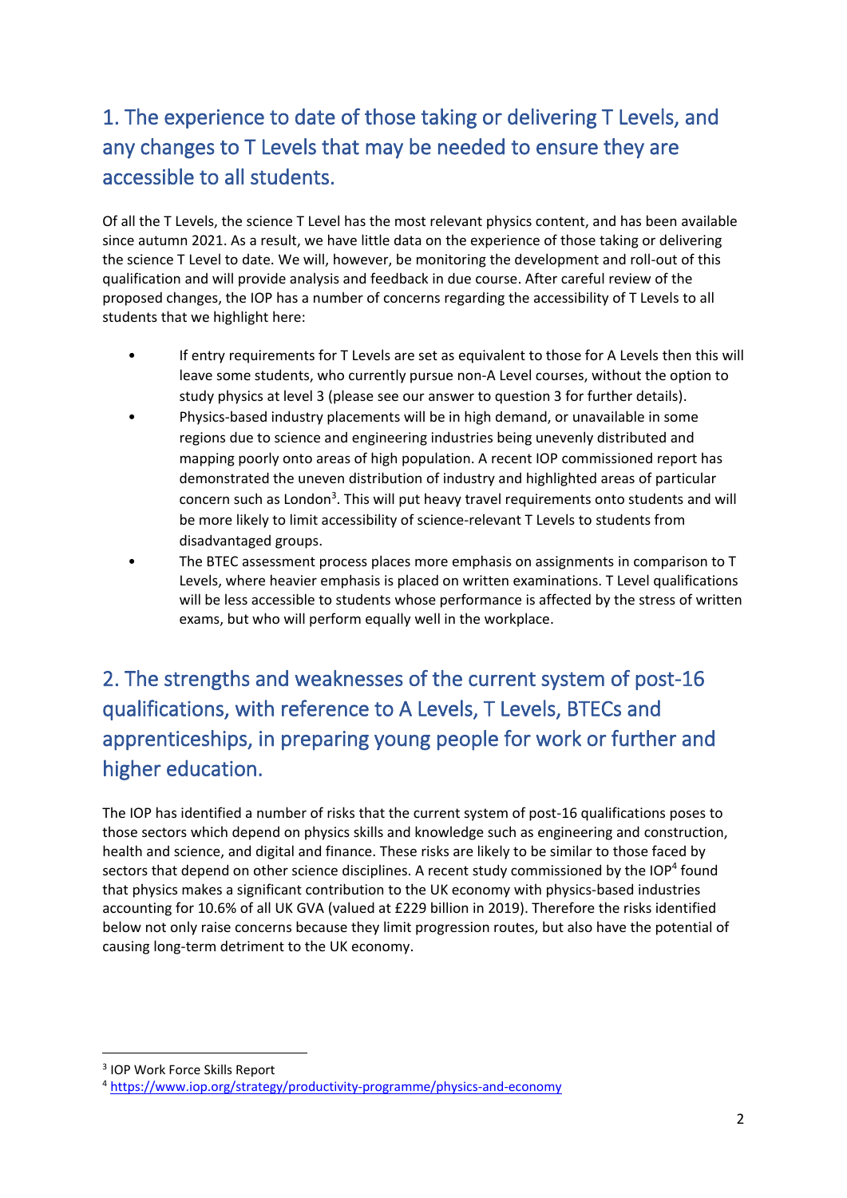## 1. The experience to date of those taking or delivering T Levels, and any changes to T Levels that may be needed to ensure they are accessible to all students.

Of all the T Levels, the science T Level has the most relevant physics content, and has been available since autumn 2021. As a result, we have little data on the experience of those taking or delivering the science T Level to date. We will, however, be monitoring the development and roll-out of this qualification and will provide analysis and feedback in due course. After careful review of the proposed changes, the IOP has a number of concerns regarding the accessibility of T Levels to all students that we highlight here:

- If entry requirements for T Levels are set as equivalent to those for A Levels then this will leave some students, who currently pursue non-A Level courses, without the option to study physics at level 3 (please see our answer to question 3 for further details).
- Physics-based industry placements will be in high demand, or unavailable in some regions due to science and engineering industries being unevenly distributed and mapping poorly onto areas of high population. A recent IOP commissioned report has demonstrated the uneven distribution of industry and highlighted areas of particular concern such as London[3]. This will put heavy travel requirements onto students and will be more likely to limit accessibility of science-relevant T Levels to students from disadvantaged groups.
- The BTEC assessment process places more emphasis on assignments in comparison to T Levels, where heavier emphasis is placed on written examinations. T Level qualifications will be less accessible to students whose performance is affected by the stress of written exams, but who will perform equally well in the workplace.

## 2. The strengths and weaknesses of the current system of post-16 qualifications, with reference to A Levels, T Levels, BTECs and apprenticeships, in preparing young people for work or further and higher education.

The IOP has identified a number of risks that the current system of post-16 qualifications poses to those sectors which depend on physics skills and knowledge such as engineering and construction, health and science, and digital and finance. These risks are likely to be similar to those faced by sectors that depend on other science disciplines. A recent study commissioned by the IOP[4] found that physics makes a significant contribution to the UK economy with physics-based industries accounting for 10.6% of all UK GVA (valued at £229 billion in 2019). Therefore the risks identified below not only raise concerns because they limit progression routes, but also have the potential of causing long-term detriment to the UK economy.

---

[3] IOP Work Force Skills Report

[4] https://www.iop.org/strategy/productivity-programme/physics-and-economy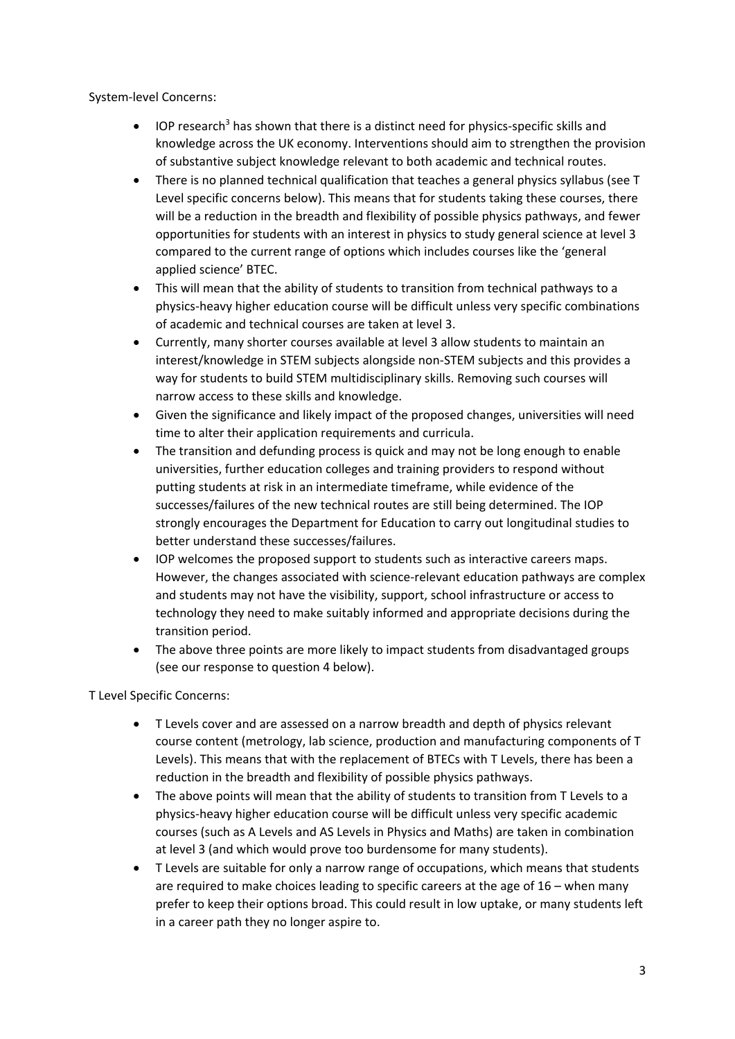System-level Concerns:

- IOP research[3] has shown that there is a distinct need for physics-specific skills and knowledge across the UK economy. Interventions should aim to strengthen the provision of substantive subject knowledge relevant to both academic and technical routes.
- There is no planned technical qualification that teaches a general physics syllabus (see T Level specific concerns below). This means that for students taking these courses, there will be a reduction in the breadth and flexibility of possible physics pathways, and fewer opportunities for students with an interest in physics to study general science at level 3 compared to the current range of options which includes courses like the 'general applied science' BTEC.
- This will mean that the ability of students to transition from technical pathways to a physics-heavy higher education course will be difficult unless very specific combinations of academic and technical courses are taken at level 3.
- Currently, many shorter courses available at level 3 allow students to maintain an interest/knowledge in STEM subjects alongside non-STEM subjects and this provides a way for students to build STEM multidisciplinary skills. Removing such courses will narrow access to these skills and knowledge.
- Given the significance and likely impact of the proposed changes, universities will need time to alter their application requirements and curricula.
- The transition and defunding process is quick and may not be long enough to enable universities, further education colleges and training providers to respond without putting students at risk in an intermediate timeframe, while evidence of the successes/failures of the new technical routes are still being determined. The IOP strongly encourages the Department for Education to carry out longitudinal studies to better understand these successes/failures.
- IOP welcomes the proposed support to students such as interactive careers maps. However, the changes associated with science-relevant education pathways are complex and students may not have the visibility, support, school infrastructure or access to technology they need to make suitably informed and appropriate decisions during the transition period.
- The above three points are more likely to impact students from disadvantaged groups (see our response to question 4 below).

T Level Specific Concerns:

- T Levels cover and are assessed on a narrow breadth and depth of physics relevant course content (metrology, lab science, production and manufacturing components of T Levels). This means that with the replacement of BTECs with T Levels, there has been a reduction in the breadth and flexibility of possible physics pathways.
- The above points will mean that the ability of students to transition from T Levels to a physics-heavy higher education course will be difficult unless very specific academic courses (such as A Levels and AS Levels in Physics and Maths) are taken in combination at level 3 (and which would prove too burdensome for many students).
- T Levels are suitable for only a narrow range of occupations, which means that students are required to make choices leading to specific careers at the age of 16 – when many prefer to keep their options broad. This could result in low uptake, or many students left in a career path they no longer aspire to.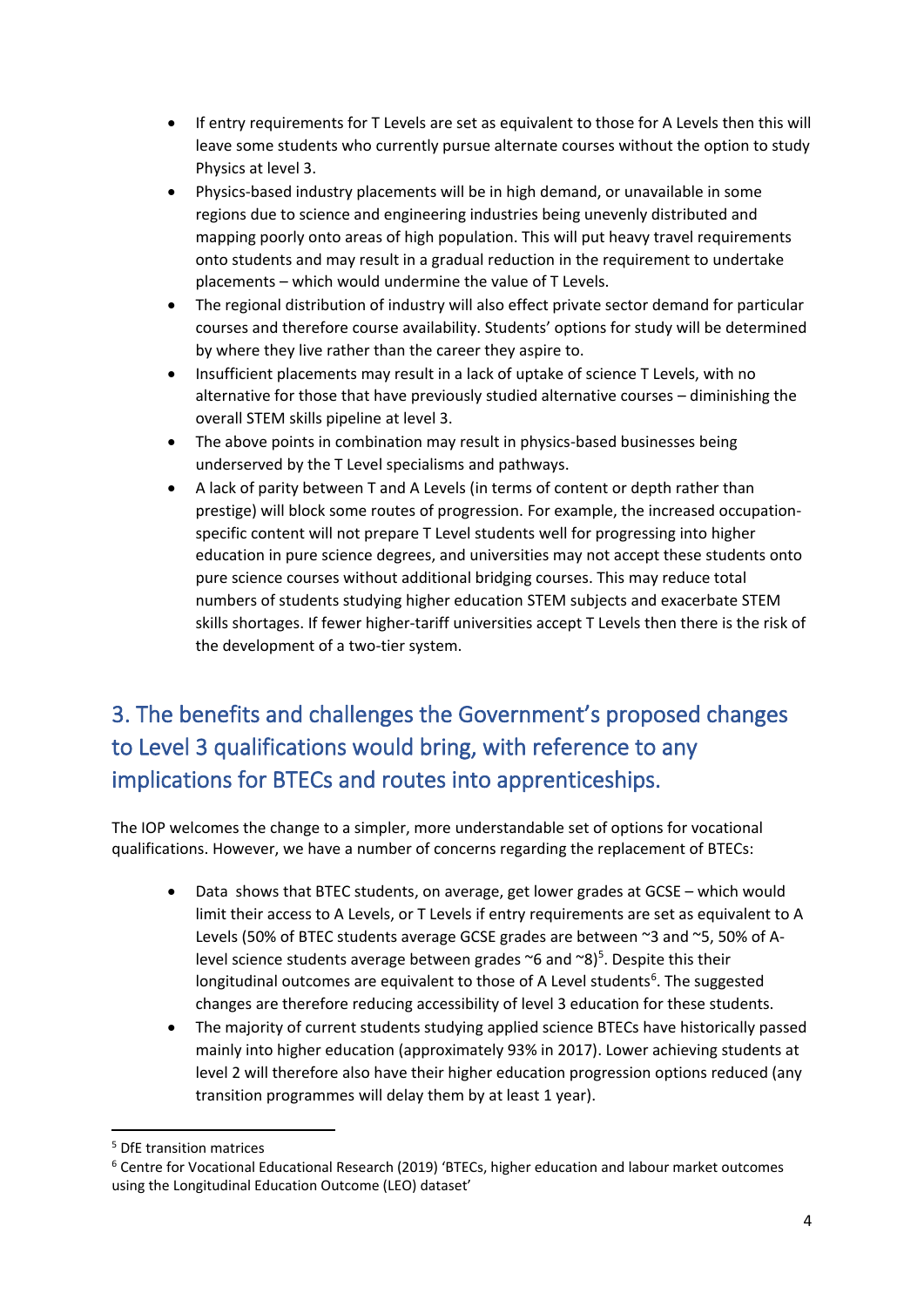- If entry requirements for T Levels are set as equivalent to those for A Levels then this will leave some students who currently pursue alternate courses without the option to study Physics at level 3.
- Physics-based industry placements will be in high demand, or unavailable in some regions due to science and engineering industries being unevenly distributed and mapping poorly onto areas of high population. This will put heavy travel requirements onto students and may result in a gradual reduction in the requirement to undertake placements – which would undermine the value of T Levels.
- The regional distribution of industry will also effect private sector demand for particular courses and therefore course availability. Students' options for study will be determined by where they live rather than the career they aspire to.
- Insufficient placements may result in a lack of uptake of science T Levels, with no alternative for those that have previously studied alternative courses – diminishing the overall STEM skills pipeline at level 3.
- The above points in combination may result in physics-based businesses being underserved by the T Level specialisms and pathways.
- A lack of parity between T and A Levels (in terms of content or depth rather than prestige) will block some routes of progression. For example, the increased occupation-specific content will not prepare T Level students well for progressing into higher education in pure science degrees, and universities may not accept these students onto pure science courses without additional bridging courses. This may reduce total numbers of students studying higher education STEM subjects and exacerbate STEM skills shortages. If fewer higher-tariff universities accept T Levels then there is the risk of the development of a two-tier system.

## 3. The benefits and challenges the Government's proposed changes to Level 3 qualifications would bring, with reference to any implications for BTECs and routes into apprenticeships.

The IOP welcomes the change to a simpler, more understandable set of options for vocational qualifications. However, we have a number of concerns regarding the replacement of BTECs:

- Data shows that BTEC students, on average, get lower grades at GCSE – which would limit their access to A Levels, or T Levels if entry requirements are set as equivalent to A Levels (50% of BTEC students average GCSE grades are between ~3 and ~5, 50% of A-level science students average between grades ~6 and ~8)[5]. Despite this their longitudinal outcomes are equivalent to those of A Level students[6]. The suggested changes are therefore reducing accessibility of level 3 education for these students.
- The majority of current students studying applied science BTECs have historically passed mainly into higher education (approximately 93% in 2017). Lower achieving students at level 2 will therefore also have their higher education progression options reduced (any transition programmes will delay them by at least 1 year).

[5] DfE transition matrices

[6] Centre for Vocational Educational Research (2019) 'BTECs, higher education and labour market outcomes using the Longitudinal Education Outcome (LEO) dataset'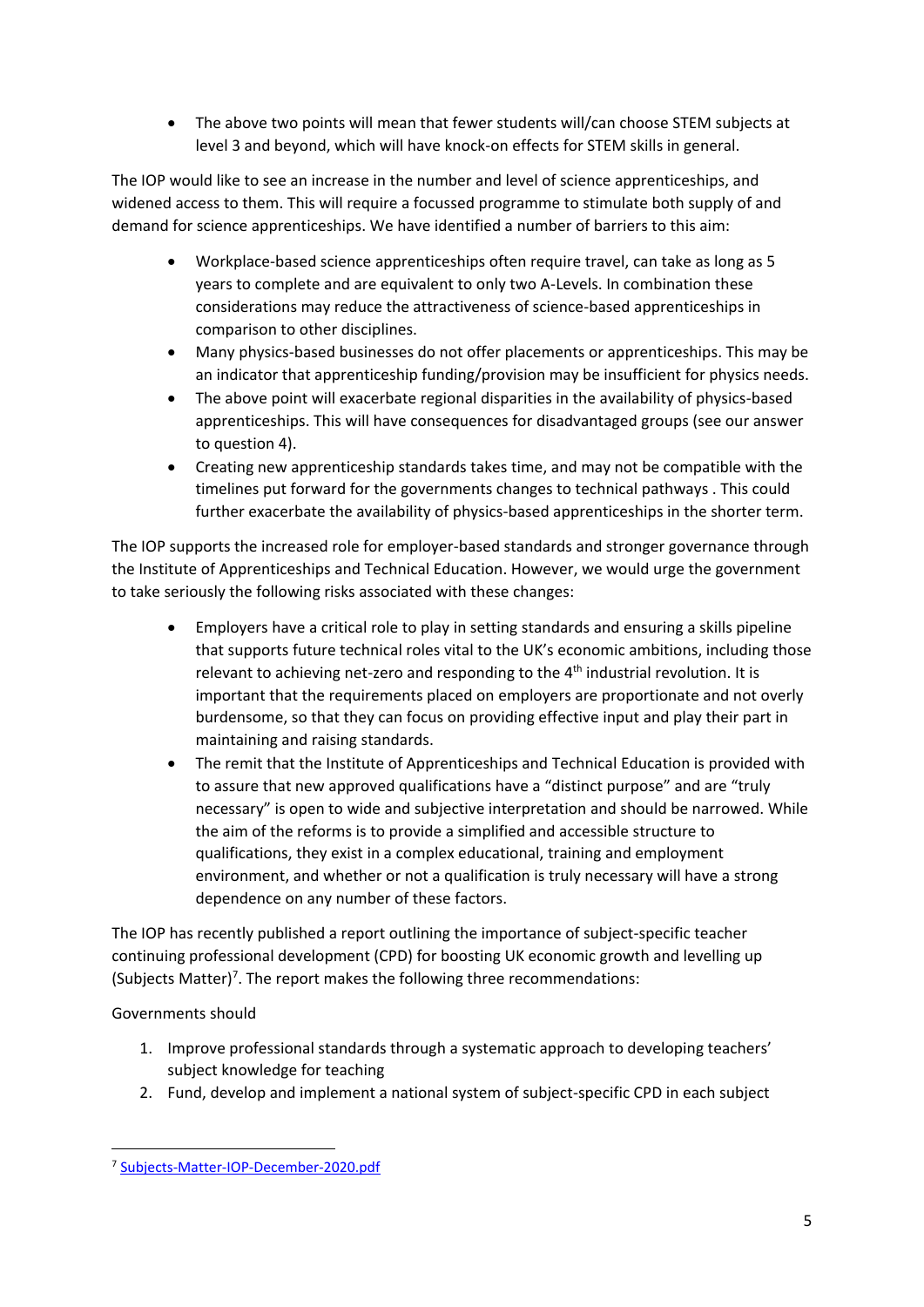- The above two points will mean that fewer students will/can choose STEM subjects at level 3 and beyond, which will have knock-on effects for STEM skills in general.

The IOP would like to see an increase in the number and level of science apprenticeships, and widened access to them. This will require a focussed programme to stimulate both supply of and demand for science apprenticeships. We have identified a number of barriers to this aim:

- Workplace-based science apprenticeships often require travel, can take as long as 5 years to complete and are equivalent to only two A-Levels. In combination these considerations may reduce the attractiveness of science-based apprenticeships in comparison to other disciplines.
- Many physics-based businesses do not offer placements or apprenticeships. This may be an indicator that apprenticeship funding/provision may be insufficient for physics needs.
- The above point will exacerbate regional disparities in the availability of physics-based apprenticeships. This will have consequences for disadvantaged groups (see our answer to question 4).
- Creating new apprenticeship standards takes time, and may not be compatible with the timelines put forward for the governments changes to technical pathways . This could further exacerbate the availability of physics-based apprenticeships in the shorter term.

The IOP supports the increased role for employer-based standards and stronger governance through the Institute of Apprenticeships and Technical Education. However, we would urge the government to take seriously the following risks associated with these changes:

- Employers have a critical role to play in setting standards and ensuring a skills pipeline that supports future technical roles vital to the UK's economic ambitions, including those relevant to achieving net-zero and responding to the 4th industrial revolution. It is important that the requirements placed on employers are proportionate and not overly burdensome, so that they can focus on providing effective input and play their part in maintaining and raising standards.
- The remit that the Institute of Apprenticeships and Technical Education is provided with to assure that new approved qualifications have a "distinct purpose" and are "truly necessary" is open to wide and subjective interpretation and should be narrowed. While the aim of the reforms is to provide a simplified and accessible structure to qualifications, they exist in a complex educational, training and employment environment, and whether or not a qualification is truly necessary will have a strong dependence on any number of these factors.

The IOP has recently published a report outlining the importance of subject-specific teacher continuing professional development (CPD) for boosting UK economic growth and levelling up (Subjects Matter)[7]. The report makes the following three recommendations:

Governments should

1. Improve professional standards through a systematic approach to developing teachers' subject knowledge for teaching
2. Fund, develop and implement a national system of subject-specific CPD in each subject

[7] Subjects-Matter-IOP-December-2020.pdf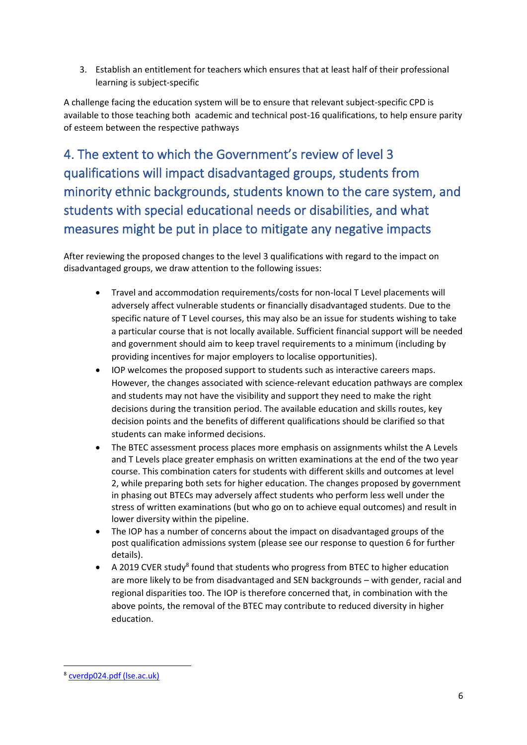3. Establish an entitlement for teachers which ensures that at least half of their professional learning is subject-specific

A challenge facing the education system will be to ensure that relevant subject-specific CPD is available to those teaching both academic and technical post-16 qualifications, to help ensure parity of esteem between the respective pathways

## 4. The extent to which the Government's review of level 3 qualifications will impact disadvantaged groups, students from minority ethnic backgrounds, students known to the care system, and students with special educational needs or disabilities, and what measures might be put in place to mitigate any negative impacts

After reviewing the proposed changes to the level 3 qualifications with regard to the impact on disadvantaged groups, we draw attention to the following issues:

- Travel and accommodation requirements/costs for non-local T Level placements will adversely affect vulnerable students or financially disadvantaged students. Due to the specific nature of T Level courses, this may also be an issue for students wishing to take a particular course that is not locally available. Sufficient financial support will be needed and government should aim to keep travel requirements to a minimum (including by providing incentives for major employers to localise opportunities).
- IOP welcomes the proposed support to students such as interactive careers maps. However, the changes associated with science-relevant education pathways are complex and students may not have the visibility and support they need to make the right decisions during the transition period. The available education and skills routes, key decision points and the benefits of different qualifications should be clarified so that students can make informed decisions.
- The BTEC assessment process places more emphasis on assignments whilst the A Levels and T Levels place greater emphasis on written examinations at the end of the two year course. This combination caters for students with different skills and outcomes at level 2, while preparing both sets for higher education. The changes proposed by government in phasing out BTECs may adversely affect students who perform less well under the stress of written examinations (but who go on to achieve equal outcomes) and result in lower diversity within the pipeline.
- The IOP has a number of concerns about the impact on disadvantaged groups of the post qualification admissions system (please see our response to question 6 for further details).
- A 2019 CVER study[8] found that students who progress from BTEC to higher education are more likely to be from disadvantaged and SEN backgrounds – with gender, racial and regional disparities too. The IOP is therefore concerned that, in combination with the above points, the removal of the BTEC may contribute to reduced diversity in higher education.

---

[8] cverdp024.pdf (lse.ac.uk)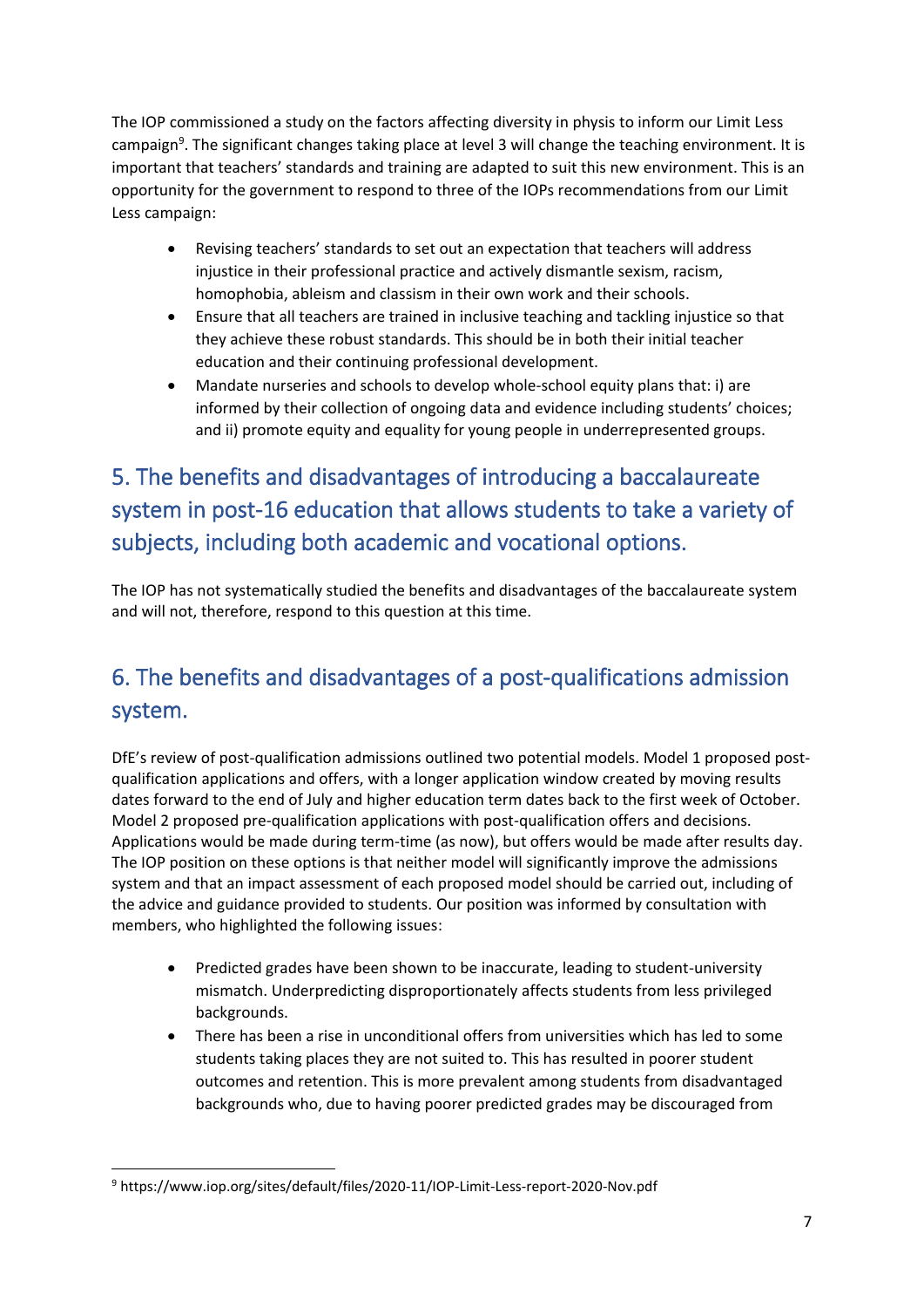The IOP commissioned a study on the factors affecting diversity in physis to inform our Limit Less campaign[9]. The significant changes taking place at level 3 will change the teaching environment. It is important that teachers' standards and training are adapted to suit this new environment. This is an opportunity for the government to respond to three of the IOPs recommendations from our Limit Less campaign:

- Revising teachers' standards to set out an expectation that teachers will address injustice in their professional practice and actively dismantle sexism, racism, homophobia, ableism and classism in their own work and their schools.
- Ensure that all teachers are trained in inclusive teaching and tackling injustice so that they achieve these robust standards. This should be in both their initial teacher education and their continuing professional development.
- Mandate nurseries and schools to develop whole-school equity plans that: i) are informed by their collection of ongoing data and evidence including students' choices; and ii) promote equity and equality for young people in underrepresented groups.

## 5. The benefits and disadvantages of introducing a baccalaureate system in post-16 education that allows students to take a variety of subjects, including both academic and vocational options.

The IOP has not systematically studied the benefits and disadvantages of the baccalaureate system and will not, therefore, respond to this question at this time.

## 6. The benefits and disadvantages of a post-qualifications admission system.

DfE's review of post-qualification admissions outlined two potential models. Model 1 proposed post-qualification applications and offers, with a longer application window created by moving results dates forward to the end of July and higher education term dates back to the first week of October. Model 2 proposed pre-qualification applications with post-qualification offers and decisions. Applications would be made during term-time (as now), but offers would be made after results day. The IOP position on these options is that neither model will significantly improve the admissions system and that an impact assessment of each proposed model should be carried out, including of the advice and guidance provided to students. Our position was informed by consultation with members, who highlighted the following issues:

- Predicted grades have been shown to be inaccurate, leading to student-university mismatch. Underpredicting disproportionately affects students from less privileged backgrounds.
- There has been a rise in unconditional offers from universities which has led to some students taking places they are not suited to. This has resulted in poorer student outcomes and retention. This is more prevalent among students from disadvantaged backgrounds who, due to having poorer predicted grades may be discouraged from

[9] https://www.iop.org/sites/default/files/2020-11/IOP-Limit-Less-report-2020-Nov.pdf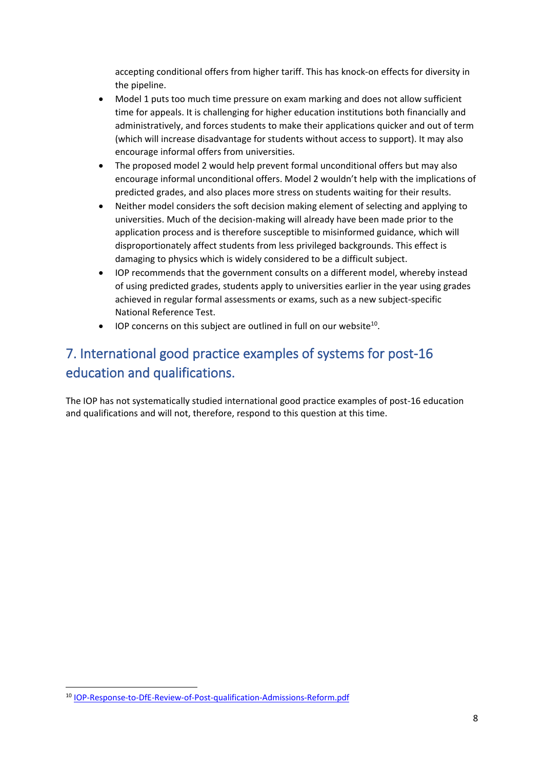accepting conditional offers from higher tariff. This has knock-on effects for diversity in the pipeline.

- Model 1 puts too much time pressure on exam marking and does not allow sufficient time for appeals. It is challenging for higher education institutions both financially and administratively, and forces students to make their applications quicker and out of term (which will increase disadvantage for students without access to support). It may also encourage informal offers from universities.
- The proposed model 2 would help prevent formal unconditional offers but may also encourage informal unconditional offers. Model 2 wouldn't help with the implications of predicted grades, and also places more stress on students waiting for their results.
- Neither model considers the soft decision making element of selecting and applying to universities. Much of the decision-making will already have been made prior to the application process and is therefore susceptible to misinformed guidance, which will disproportionately affect students from less privileged backgrounds. This effect is damaging to physics which is widely considered to be a difficult subject.
- IOP recommends that the government consults on a different model, whereby instead of using predicted grades, students apply to universities earlier in the year using grades achieved in regular formal assessments or exams, such as a new subject-specific National Reference Test.
- IOP concerns on this subject are outlined in full on our website[10].

## 7. International good practice examples of systems for post-16 education and qualifications.

The IOP has not systematically studied international good practice examples of post-16 education and qualifications and will not, therefore, respond to this question at this time.

[10] IOP-Response-to-DfE-Review-of-Post-qualification-Admissions-Reform.pdf